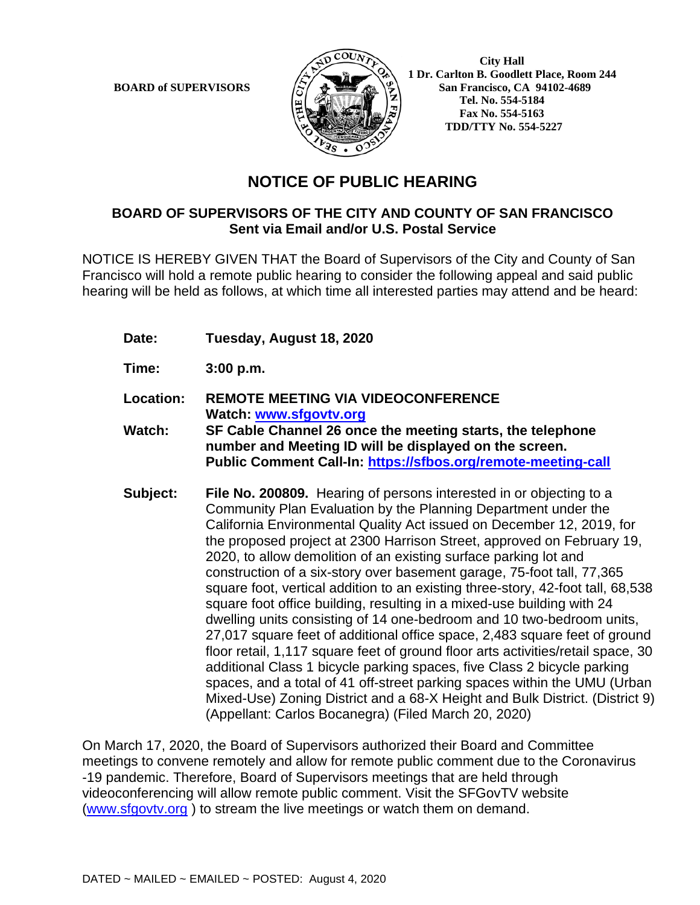**BOARD of SUPERVISORS**

**City Hall**
**1 Dr. Carlton B. Goodlett Place, Room 244**
**San Francisco, CA 94102-4689**
**Tel. No. 554-5184**
**Fax No. 554-5163**
**TDD/TTY No. 554-5227**

# NOTICE OF PUBLIC HEARING

## BOARD OF SUPERVISORS OF THE CITY AND COUNTY OF SAN FRANCISCO
**Sent via Email and/or U.S. Postal Service**

NOTICE IS HEREBY GIVEN THAT the Board of Supervisors of the City and County of San Francisco will hold a remote public hearing to consider the following appeal and said public hearing will be held as follows, at which time all interested parties may attend and be heard:

**Date:** **Tuesday, August 18, 2020**

**Time:** **3:00 p.m.**

**Location:** **REMOTE MEETING VIA VIDEOCONFERENCE**
**Watch: [www.sfgovtv.org](www.sfgovtv.org)**

**Watch:** **SF Cable Channel 26 once the meeting starts, the telephone number and Meeting ID will be displayed on the screen.**
**Public Comment Call-In: [https://sfbos.org/remote-meeting-call](https://sfbos.org/remote-meeting-call)**

**Subject:** **File No. 200809.** Hearing of persons interested in or objecting to a Community Plan Evaluation by the Planning Department under the California Environmental Quality Act issued on December 12, 2019, for the proposed project at 2300 Harrison Street, approved on February 19, 2020, to allow demolition of an existing surface parking lot and construction of a six-story over basement garage, 75-foot tall, 77,365 square foot, vertical addition to an existing three-story, 42-foot tall, 68,538 square foot office building, resulting in a mixed-use building with 24 dwelling units consisting of 14 one-bedroom and 10 two-bedroom units, 27,017 square feet of additional office space, 2,483 square feet of ground floor retail, 1,117 square feet of ground floor arts activities/retail space, 30 additional Class 1 bicycle parking spaces, five Class 2 bicycle parking spaces, and a total of 41 off-street parking spaces within the UMU (Urban Mixed-Use) Zoning District and a 68-X Height and Bulk District. (District 9) (Appellant: Carlos Bocanegra) (Filed March 20, 2020)

On March 17, 2020, the Board of Supervisors authorized their Board and Committee meetings to convene remotely and allow for remote public comment due to the Coronavirus -19 pandemic. Therefore, Board of Supervisors meetings that are held through videoconferencing will allow remote public comment. Visit the SFGovTV website ([www.sfgovtv.org](www.sfgovtv.org) ) to stream the live meetings or watch them on demand.

DATED ~ MAILED ~ EMAILED ~ POSTED: August 4, 2020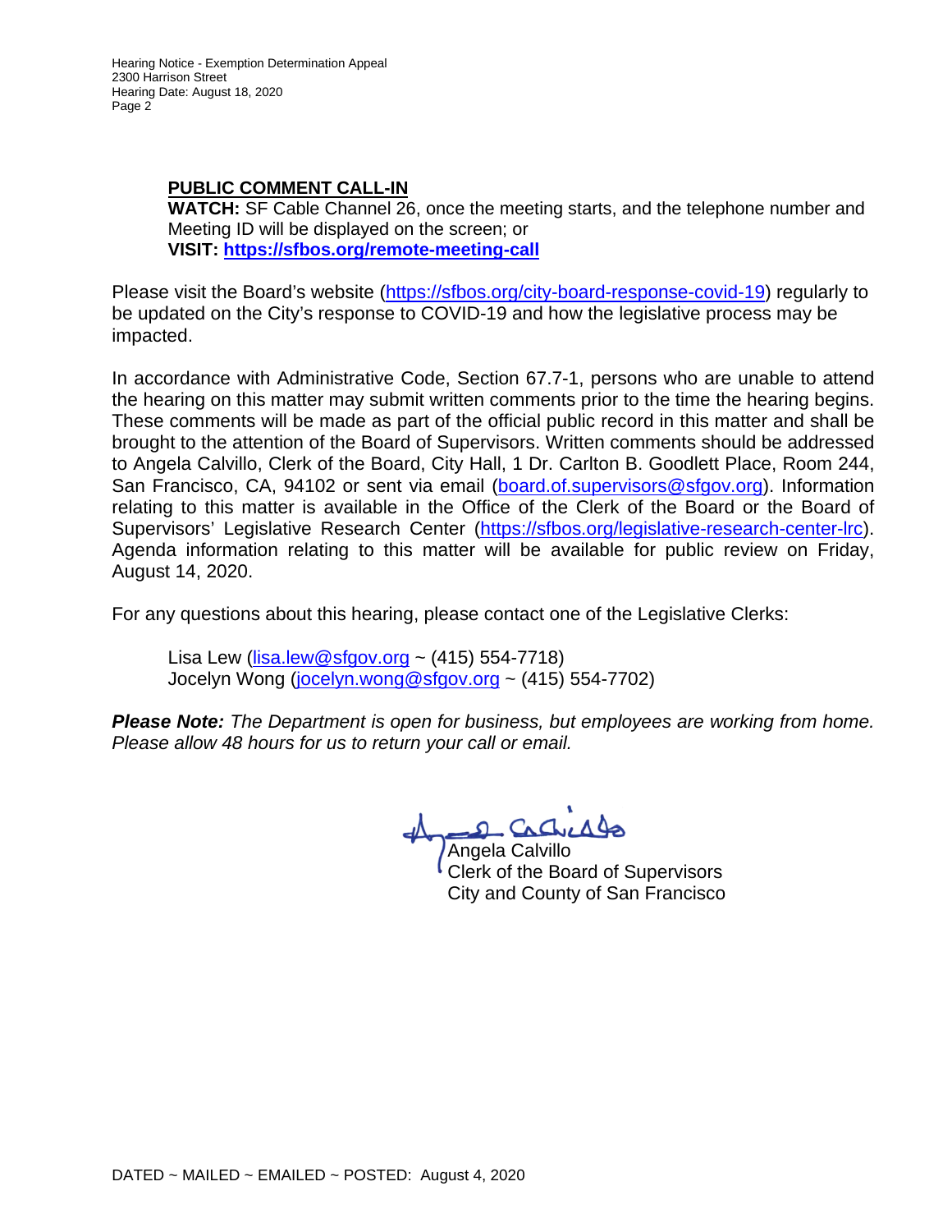**PUBLIC COMMENT CALL-IN**
**WATCH:** SF Cable Channel 26, once the meeting starts, and the telephone number and Meeting ID will be displayed on the screen; or
**VISIT: https://sfbos.org/remote-meeting-call**

Please visit the Board's website (https://sfbos.org/city-board-response-covid-19) regularly to be updated on the City's response to COVID-19 and how the legislative process may be impacted.

In accordance with Administrative Code, Section 67.7-1, persons who are unable to attend the hearing on this matter may submit written comments prior to the time the hearing begins. These comments will be made as part of the official public record in this matter and shall be brought to the attention of the Board of Supervisors. Written comments should be addressed to Angela Calvillo, Clerk of the Board, City Hall, 1 Dr. Carlton B. Goodlett Place, Room 244, San Francisco, CA, 94102 or sent via email (board.of.supervisors@sfgov.org). Information relating to this matter is available in the Office of the Clerk of the Board or the Board of Supervisors' Legislative Research Center (https://sfbos.org/legislative-research-center-lrc). Agenda information relating to this matter will be available for public review on Friday, August 14, 2020.

For any questions about this hearing, please contact one of the Legislative Clerks:

Lisa Lew (lisa.lew@sfgov.org ~ (415) 554-7718)
Jocelyn Wong (jocelyn.wong@sfgov.org ~ (415) 554-7702)

***Please Note:*** *The Department is open for business, but employees are working from home. Please allow 48 hours for us to return your call or email.*

Angela Calvillo
Clerk of the Board of Supervisors
City and County of San Francisco

DATED ~ MAILED ~ EMAILED ~ POSTED: August 4, 2020